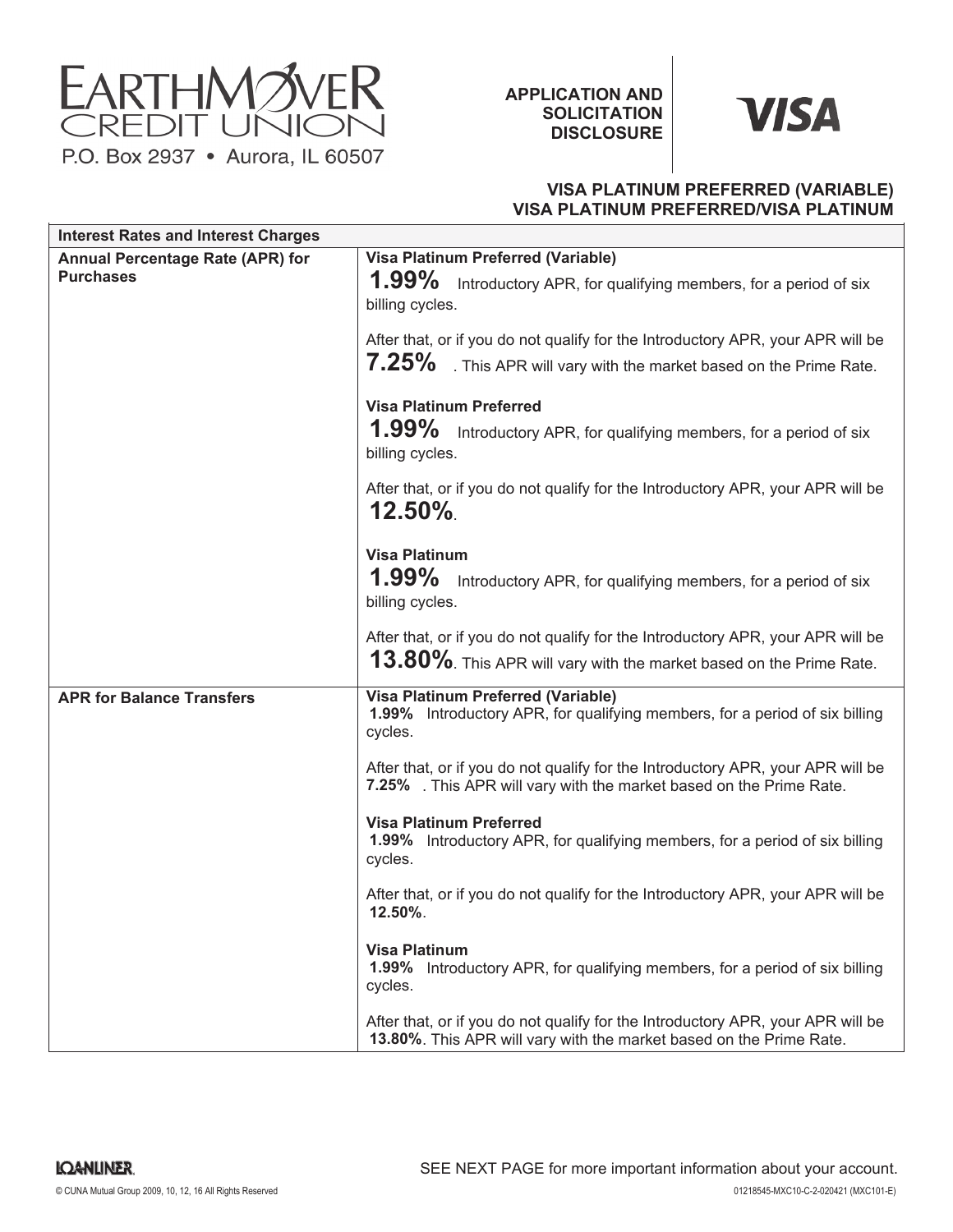# EARTHMOVER CREDIT UNION

P.O. Box 2937 • Aurora, IL 60507

**APPLICATION AND SOLICITATION DISCLOSURE**

**VISA**

**VISA PLATINUM PREFERRED (VARIABLE)**
**VISA PLATINUM PREFERRED/VISA PLATINUM**

| Interest Rates and Interest Charges | |
|---|---|
| **Annual Percentage Rate (APR) for Purchases** | **Visa Platinum Preferred (Variable)**<br>**1.99%** Introductory APR, for qualifying members, for a period of six billing cycles.<br><br>After that, or if you do not qualify for the Introductory APR, your APR will be **7.25%** . This APR will vary with the market based on the Prime Rate.<br><br>**Visa Platinum Preferred**<br>**1.99%** Introductory APR, for qualifying members, for a period of six billing cycles.<br><br>After that, or if you do not qualify for the Introductory APR, your APR will be **12.50%**.<br><br>**Visa Platinum**<br>**1.99%** Introductory APR, for qualifying members, for a period of six billing cycles.<br><br>After that, or if you do not qualify for the Introductory APR, your APR will be **13.80%**. This APR will vary with the market based on the Prime Rate. |
| **APR for Balance Transfers** | **Visa Platinum Preferred (Variable)**<br>**1.99%** Introductory APR, for qualifying members, for a period of six billing cycles.<br><br>After that, or if you do not qualify for the Introductory APR, your APR will be **7.25%** . This APR will vary with the market based on the Prime Rate.<br><br>**Visa Platinum Preferred**<br>**1.99%** Introductory APR, for qualifying members, for a period of six billing cycles.<br><br>After that, or if you do not qualify for the Introductory APR, your APR will be **12.50%**.<br><br>**Visa Platinum**<br>**1.99%** Introductory APR, for qualifying members, for a period of six billing cycles.<br><br>After that, or if you do not qualify for the Introductory APR, your APR will be **13.80%**. This APR will vary with the market based on the Prime Rate. |

SEE NEXT PAGE for more important information about your account.

LOANLINER

© CUNA Mutual Group 2009, 10, 12, 16 All Rights Reserved

01218545-MXC10-C-2-020421 (MXC101-E)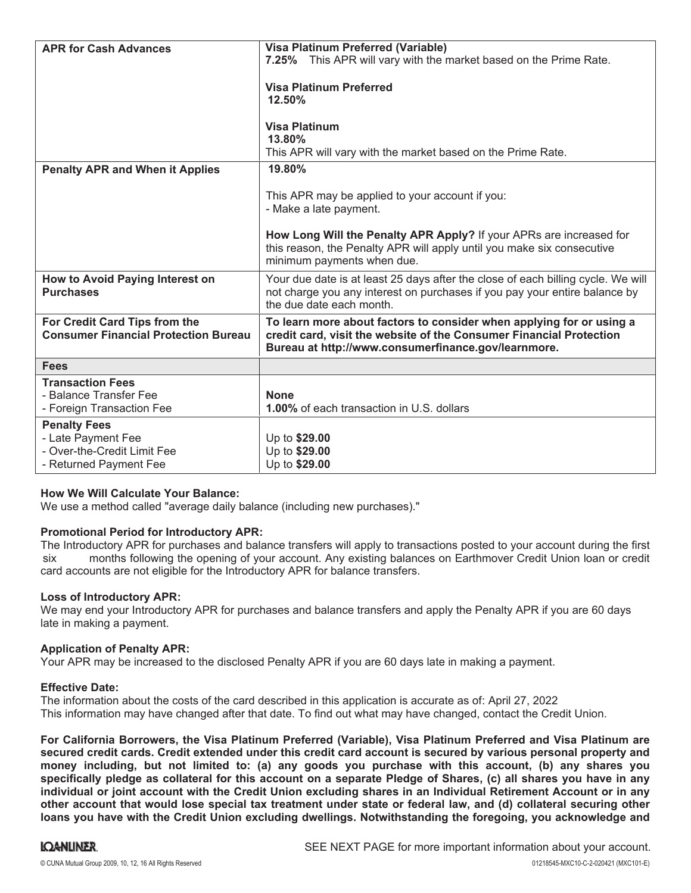| APR for Cash Advances | **Visa Platinum Preferred (Variable)**<br>**7.25%** This APR will vary with the market based on the Prime Rate.<br><br>**Visa Platinum Preferred**<br>**12.50%**<br><br>**Visa Platinum**<br>**13.80%**<br>This APR will vary with the market based on the Prime Rate. |
|---|---|
| **Penalty APR and When it Applies** | **19.80%**<br><br>This APR may be applied to your account if you:<br>- Make a late payment.<br><br>**How Long Will the Penalty APR Apply?** If your APRs are increased for this reason, the Penalty APR will apply until you make six consecutive minimum payments when due. |
| **How to Avoid Paying Interest on Purchases** | Your due date is at least 25 days after the close of each billing cycle. We will not charge you any interest on purchases if you pay your entire balance by the due date each month. |
| **For Credit Card Tips from the Consumer Financial Protection Bureau** | **To learn more about factors to consider when applying for or using a credit card, visit the website of the Consumer Financial Protection Bureau at http://www.consumerfinance.gov/learnmore.** |
| **Fees** | |
| **Transaction Fees**<br>- Balance Transfer Fee<br>- Foreign Transaction Fee | <br>**None**<br>**1.00%** of each transaction in U.S. dollars |
| **Penalty Fees**<br>- Late Payment Fee<br>- Over-the-Credit Limit Fee<br>- Returned Payment Fee | <br>Up to **$29.00**<br>Up to **$29.00**<br>Up to **$29.00** |

**How We Will Calculate Your Balance:**
We use a method called "average daily balance (including new purchases)."

**Promotional Period for Introductory APR:**
The Introductory APR for purchases and balance transfers will apply to transactions posted to your account during the first six months following the opening of your account. Any existing balances on Earthmover Credit Union loan or credit card accounts are not eligible for the Introductory APR for balance transfers.

**Loss of Introductory APR:**
We may end your Introductory APR for purchases and balance transfers and apply the Penalty APR if you are 60 days late in making a payment.

**Application of Penalty APR:**
Your APR may be increased to the disclosed Penalty APR if you are 60 days late in making a payment.

**Effective Date:**
The information about the costs of the card described in this application is accurate as of: April 27, 2022
This information may have changed after that date. To find out what may have changed, contact the Credit Union.

**For California Borrowers, the Visa Platinum Preferred (Variable), Visa Platinum Preferred and Visa Platinum are secured credit cards. Credit extended under this credit card account is secured by various personal property and money including, but not limited to: (a) any goods you purchase with this account, (b) any shares you specifically pledge as collateral for this account on a separate Pledge of Shares, (c) all shares you have in any individual or joint account with the Credit Union excluding shares in an Individual Retirement Account or in any other account that would lose special tax treatment under state or federal law, and (d) collateral securing other loans you have with the Credit Union excluding dwellings. Notwithstanding the foregoing, you acknowledge and**

SEE NEXT PAGE for more important information about your account.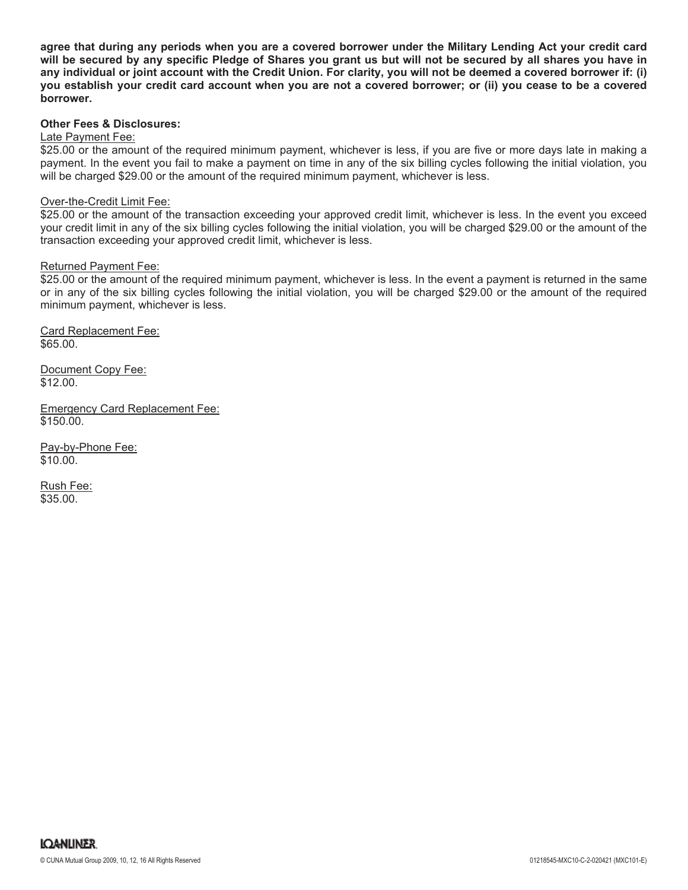**agree that during any periods when you are a covered borrower under the Military Lending Act your credit card will be secured by any specific Pledge of Shares you grant us but will not be secured by all shares you have in any individual or joint account with the Credit Union. For clarity, you will not be deemed a covered borrower if: (i) you establish your credit card account when you are not a covered borrower; or (ii) you cease to be a covered borrower.**

**Other Fees & Disclosures:**

Late Payment Fee:
$25.00 or the amount of the required minimum payment, whichever is less, if you are five or more days late in making a payment. In the event you fail to make a payment on time in any of the six billing cycles following the initial violation, you will be charged $29.00 or the amount of the required minimum payment, whichever is less.

Over-the-Credit Limit Fee:
$25.00 or the amount of the transaction exceeding your approved credit limit, whichever is less. In the event you exceed your credit limit in any of the six billing cycles following the initial violation, you will be charged $29.00 or the amount of the transaction exceeding your approved credit limit, whichever is less.

Returned Payment Fee:
$25.00 or the amount of the required minimum payment, whichever is less. In the event a payment is returned in the same or in any of the six billing cycles following the initial violation, you will be charged $29.00 or the amount of the required minimum payment, whichever is less.

Card Replacement Fee:
$65.00.

Document Copy Fee:
$12.00.

Emergency Card Replacement Fee:
$150.00.

Pay-by-Phone Fee:
$10.00.

Rush Fee:
$35.00.

LOANLINER

© CUNA Mutual Group 2009, 10, 12, 16 All Rights Reserved

01218545-MXC10-C-2-020421 (MXC101-E)